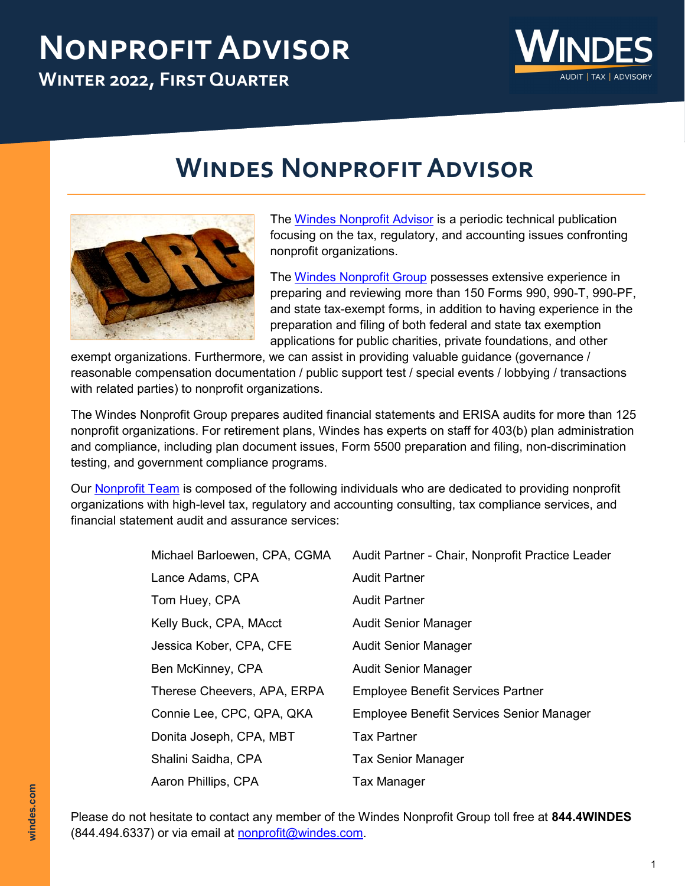# Nonprofit Advisor

## Winter 2022, First Quarter

# Windes Nonprofit Advisor

The Windes Nonprofit Advisor is a periodic technical publication focusing on the tax, regulatory, and accounting issues confronting nonprofit organizations.

The Windes Nonprofit Group possesses extensive experience in preparing and reviewing more than 150 Forms 990, 990-T, 990-PF, and state tax-exempt forms, in addition to having experience in the preparation and filing of both federal and state tax exemption applications for public charities, private foundations, and other exempt organizations. Furthermore, we can assist in providing valuable guidance (governance / reasonable compensation documentation / public support test / special events / lobbying / transactions with related parties) to nonprofit organizations.

The Windes Nonprofit Group prepares audited financial statements and ERISA audits for more than 125 nonprofit organizations. For retirement plans, Windes has experts on staff for 403(b) plan administration and compliance, including plan document issues, Form 5500 preparation and filing, non-discrimination testing, and government compliance programs.

Our Nonprofit Team is composed of the following individuals who are dedicated to providing nonprofit organizations with high-level tax, regulatory and accounting consulting, tax compliance services, and financial statement audit and assurance services:

| | |
|---|---|
| Michael Barloewen, CPA, CGMA | Audit Partner - Chair, Nonprofit Practice Leader |
| Lance Adams, CPA | Audit Partner |
| Tom Huey, CPA | Audit Partner |
| Kelly Buck, CPA, MAcct | Audit Senior Manager |
| Jessica Kober, CPA, CFE | Audit Senior Manager |
| Ben McKinney, CPA | Audit Senior Manager |
| Therese Cheevers, APA, ERPA | Employee Benefit Services Partner |
| Connie Lee, CPC, QPA, QKA | Employee Benefit Services Senior Manager |
| Donita Joseph, CPA, MBT | Tax Partner |
| Shalini Saidha, CPA | Tax Senior Manager |
| Aaron Phillips, CPA | Tax Manager |

Please do not hesitate to contact any member of the Windes Nonprofit Group toll free at **844.4WINDES** (844.494.6337) or via email at nonprofit@windes.com.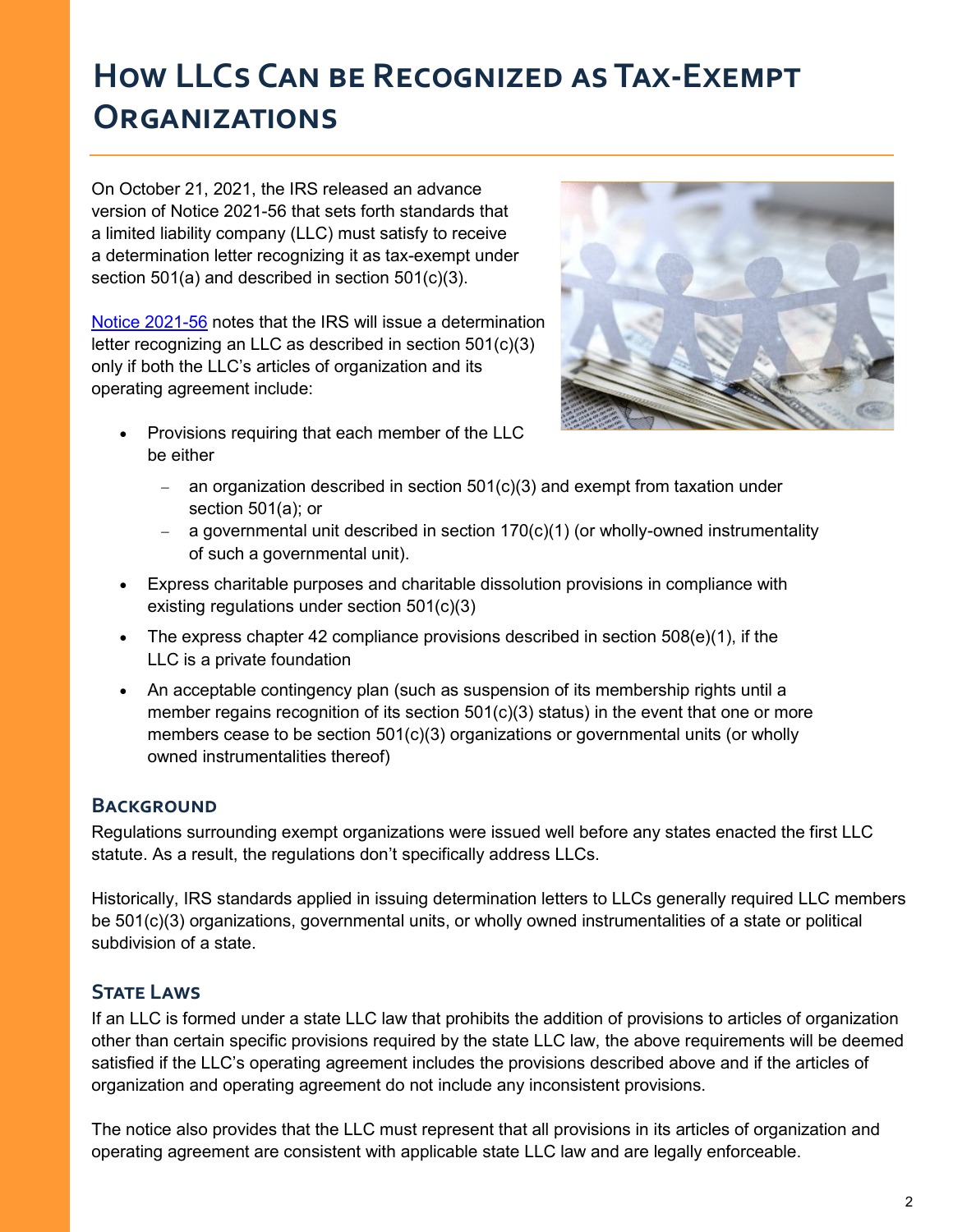# How LLCs Can be Recognized as Tax-Exempt Organizations

On October 21, 2021, the IRS released an advance version of Notice 2021-56 that sets forth standards that a limited liability company (LLC) must satisfy to receive a determination letter recognizing it as tax-exempt under section 501(a) and described in section 501(c)(3).

[Notice 2021-56](Notice 2021-56) notes that the IRS will issue a determination letter recognizing an LLC as described in section 501(c)(3) only if both the LLC's articles of organization and its operating agreement include:

- Provisions requiring that each member of the LLC be either
  - an organization described in section 501(c)(3) and exempt from taxation under section 501(a); or
  - a governmental unit described in section 170(c)(1) (or wholly-owned instrumentality of such a governmental unit).
- Express charitable purposes and charitable dissolution provisions in compliance with existing regulations under section 501(c)(3)
- The express chapter 42 compliance provisions described in section 508(e)(1), if the LLC is a private foundation
- An acceptable contingency plan (such as suspension of its membership rights until a member regains recognition of its section 501(c)(3) status) in the event that one or more members cease to be section 501(c)(3) organizations or governmental units (or wholly owned instrumentalities thereof)

## Background

Regulations surrounding exempt organizations were issued well before any states enacted the first LLC statute. As a result, the regulations don't specifically address LLCs.

Historically, IRS standards applied in issuing determination letters to LLCs generally required LLC members be 501(c)(3) organizations, governmental units, or wholly owned instrumentalities of a state or political subdivision of a state.

## State Laws

If an LLC is formed under a state LLC law that prohibits the addition of provisions to articles of organization other than certain specific provisions required by the state LLC law, the above requirements will be deemed satisfied if the LLC's operating agreement includes the provisions described above and if the articles of organization and operating agreement do not include any inconsistent provisions.

The notice also provides that the LLC must represent that all provisions in its articles of organization and operating agreement are consistent with applicable state LLC law and are legally enforceable.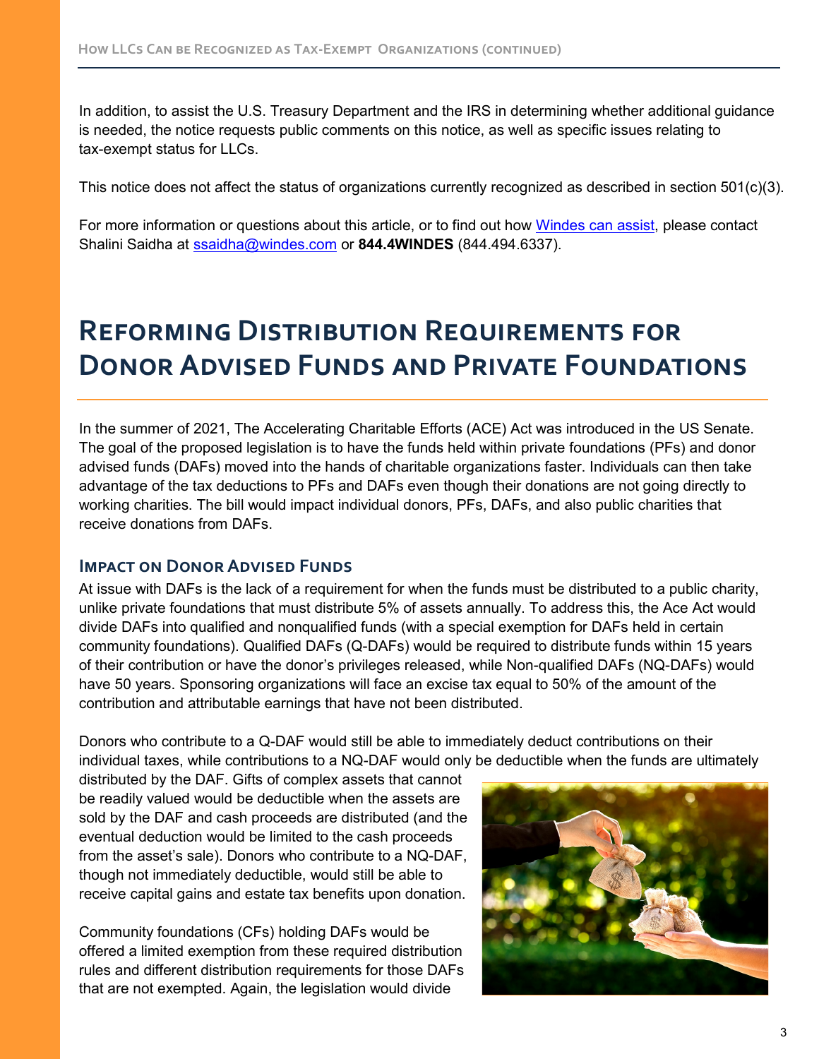In addition, to assist the U.S. Treasury Department and the IRS in determining whether additional guidance is needed, the notice requests public comments on this notice, as well as specific issues relating to tax-exempt status for LLCs.

This notice does not affect the status of organizations currently recognized as described in section 501(c)(3).

For more information or questions about this article, or to find out how Windes can assist, please contact Shalini Saidha at ssaidha@windes.com or **844.4WINDES** (844.494.6337).

# Reforming Distribution Requirements for Donor Advised Funds and Private Foundations

In the summer of 2021, The Accelerating Charitable Efforts (ACE) Act was introduced in the US Senate. The goal of the proposed legislation is to have the funds held within private foundations (PFs) and donor advised funds (DAFs) moved into the hands of charitable organizations faster. Individuals can then take advantage of the tax deductions to PFs and DAFs even though their donations are not going directly to working charities. The bill would impact individual donors, PFs, DAFs, and also public charities that receive donations from DAFs.

## Impact on Donor Advised Funds

At issue with DAFs is the lack of a requirement for when the funds must be distributed to a public charity, unlike private foundations that must distribute 5% of assets annually. To address this, the Ace Act would divide DAFs into qualified and nonqualified funds (with a special exemption for DAFs held in certain community foundations). Qualified DAFs (Q-DAFs) would be required to distribute funds within 15 years of their contribution or have the donor's privileges released, while Non-qualified DAFs (NQ-DAFs) would have 50 years. Sponsoring organizations will face an excise tax equal to 50% of the amount of the contribution and attributable earnings that have not been distributed.

Donors who contribute to a Q-DAF would still be able to immediately deduct contributions on their individual taxes, while contributions to a NQ-DAF would only be deductible when the funds are ultimately distributed by the DAF. Gifts of complex assets that cannot be readily valued would be deductible when the assets are sold by the DAF and cash proceeds are distributed (and the eventual deduction would be limited to the cash proceeds from the asset's sale). Donors who contribute to a NQ-DAF, though not immediately deductible, would still be able to receive capital gains and estate tax benefits upon donation.

Community foundations (CFs) holding DAFs would be offered a limited exemption from these required distribution rules and different distribution requirements for those DAFs that are not exempted. Again, the legislation would divide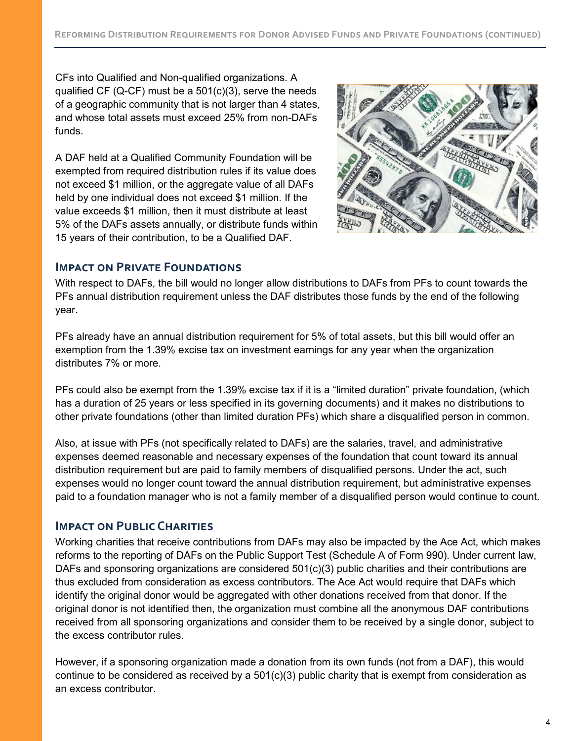CFs into Qualified and Non-qualified organizations. A qualified CF (Q-CF) must be a 501(c)(3), serve the needs of a geographic community that is not larger than 4 states, and whose total assets must exceed 25% from non-DAFs funds.

A DAF held at a Qualified Community Foundation will be exempted from required distribution rules if its value does not exceed $1 million, or the aggregate value of all DAFs held by one individual does not exceed $1 million. If the value exceeds $1 million, then it must distribute at least 5% of the DAFs assets annually, or distribute funds within 15 years of their contribution, to be a Qualified DAF.

## Impact on Private Foundations

With respect to DAFs, the bill would no longer allow distributions to DAFs from PFs to count towards the PFs annual distribution requirement unless the DAF distributes those funds by the end of the following year.

PFs already have an annual distribution requirement for 5% of total assets, but this bill would offer an exemption from the 1.39% excise tax on investment earnings for any year when the organization distributes 7% or more.

PFs could also be exempt from the 1.39% excise tax if it is a "limited duration" private foundation, (which has a duration of 25 years or less specified in its governing documents) and it makes no distributions to other private foundations (other than limited duration PFs) which share a disqualified person in common.

Also, at issue with PFs (not specifically related to DAFs) are the salaries, travel, and administrative expenses deemed reasonable and necessary expenses of the foundation that count toward its annual distribution requirement but are paid to family members of disqualified persons. Under the act, such expenses would no longer count toward the annual distribution requirement, but administrative expenses paid to a foundation manager who is not a family member of a disqualified person would continue to count.

## Impact on Public Charities

Working charities that receive contributions from DAFs may also be impacted by the Ace Act, which makes reforms to the reporting of DAFs on the Public Support Test (Schedule A of Form 990). Under current law, DAFs and sponsoring organizations are considered 501(c)(3) public charities and their contributions are thus excluded from consideration as excess contributors. The Ace Act would require that DAFs which identify the original donor would be aggregated with other donations received from that donor. If the original donor is not identified then, the organization must combine all the anonymous DAF contributions received from all sponsoring organizations and consider them to be received by a single donor, subject to the excess contributor rules.

However, if a sponsoring organization made a donation from its own funds (not from a DAF), this would continue to be considered as received by a 501(c)(3) public charity that is exempt from consideration as an excess contributor.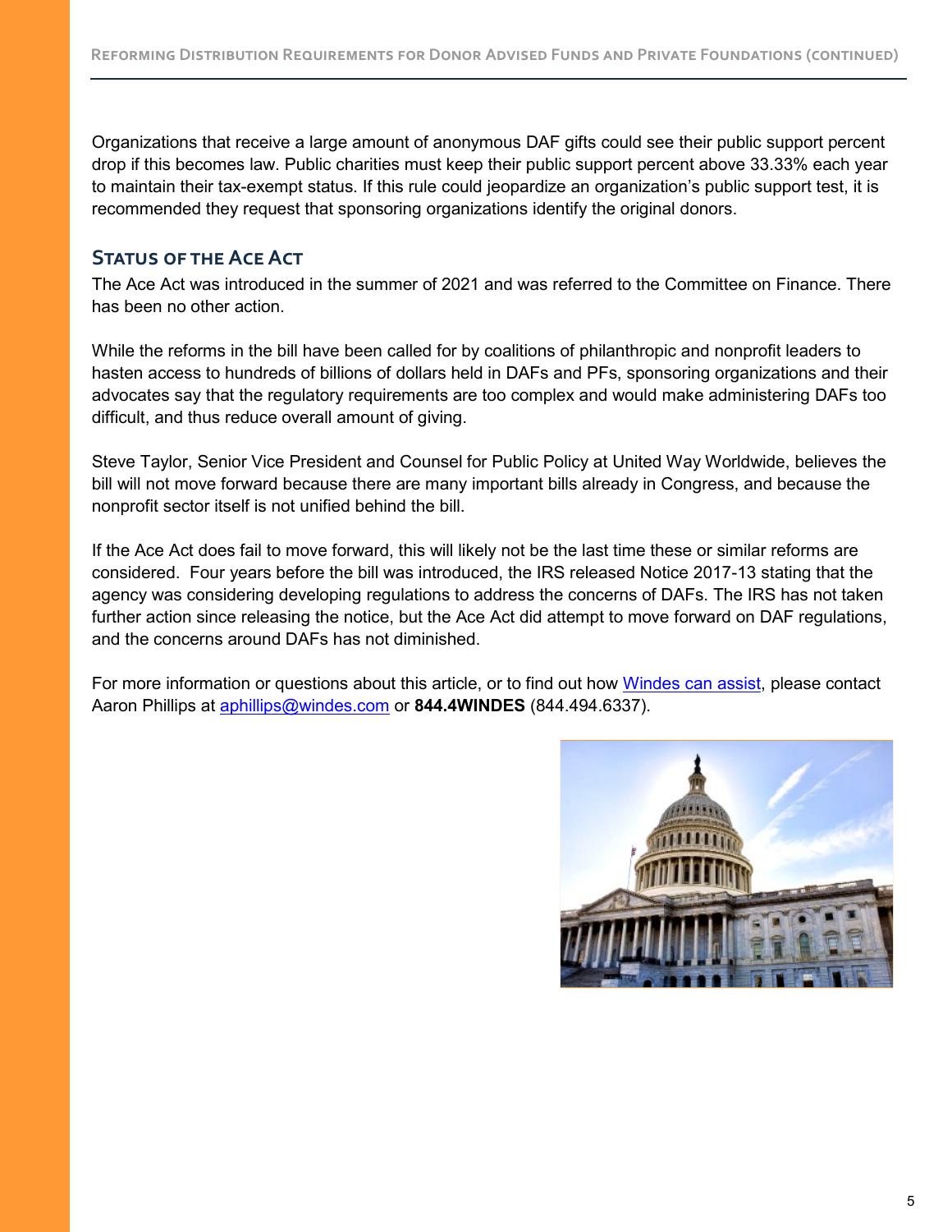Organizations that receive a large amount of anonymous DAF gifts could see their public support percent drop if this becomes law. Public charities must keep their public support percent above 33.33% each year to maintain their tax-exempt status. If this rule could jeopardize an organization's public support test, it is recommended they request that sponsoring organizations identify the original donors.

## Status of the Ace Act

The Ace Act was introduced in the summer of 2021 and was referred to the Committee on Finance. There has been no other action.

While the reforms in the bill have been called for by coalitions of philanthropic and nonprofit leaders to hasten access to hundreds of billions of dollars held in DAFs and PFs, sponsoring organizations and their advocates say that the regulatory requirements are too complex and would make administering DAFs too difficult, and thus reduce overall amount of giving.

Steve Taylor, Senior Vice President and Counsel for Public Policy at United Way Worldwide, believes the bill will not move forward because there are many important bills already in Congress, and because the nonprofit sector itself is not unified behind the bill.

If the Ace Act does fail to move forward, this will likely not be the last time these or similar reforms are considered. Four years before the bill was introduced, the IRS released Notice 2017-13 stating that the agency was considering developing regulations to address the concerns of DAFs. The IRS has not taken further action since releasing the notice, but the Ace Act did attempt to move forward on DAF regulations, and the concerns around DAFs has not diminished.

For more information or questions about this article, or to find out how Windes can assist, please contact Aaron Phillips at aphillips@windes.com or **844.4WINDES** (844.494.6337).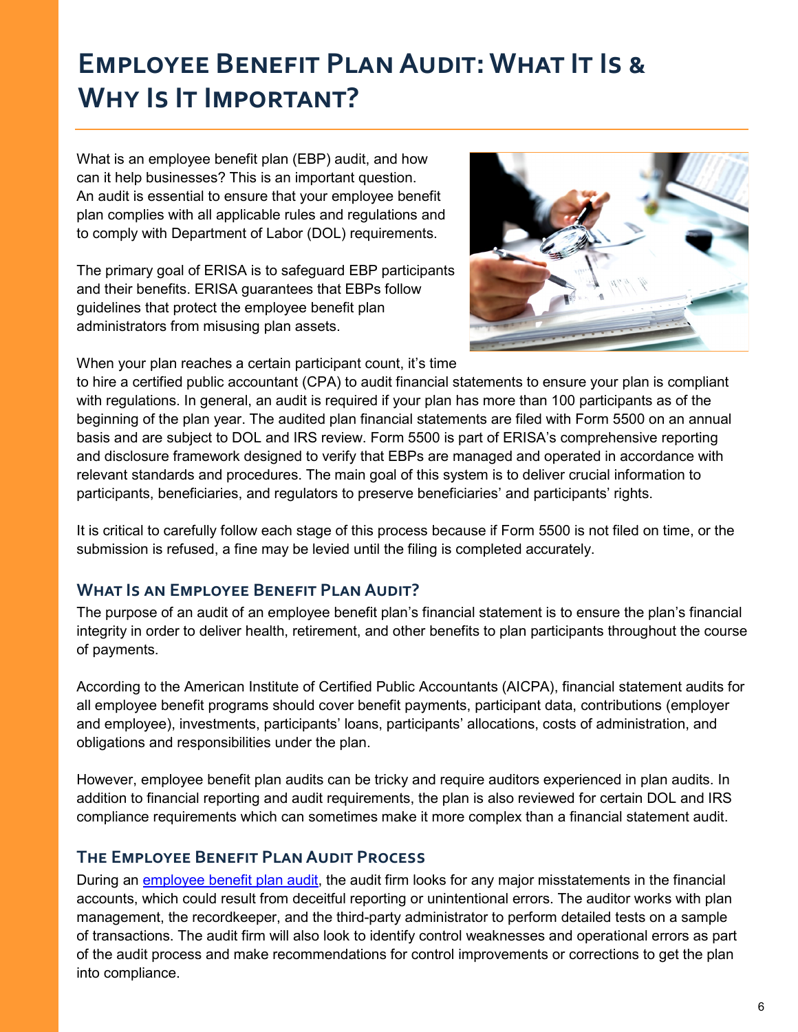# Employee Benefit Plan Audit: What It Is & Why Is It Important?

What is an employee benefit plan (EBP) audit, and how can it help businesses? This is an important question. An audit is essential to ensure that your employee benefit plan complies with all applicable rules and regulations and to comply with Department of Labor (DOL) requirements.

The primary goal of ERISA is to safeguard EBP participants and their benefits. ERISA guarantees that EBPs follow guidelines that protect the employee benefit plan administrators from misusing plan assets.

When your plan reaches a certain participant count, it's time to hire a certified public accountant (CPA) to audit financial statements to ensure your plan is compliant with regulations. In general, an audit is required if your plan has more than 100 participants as of the beginning of the plan year. The audited plan financial statements are filed with Form 5500 on an annual basis and are subject to DOL and IRS review. Form 5500 is part of ERISA's comprehensive reporting and disclosure framework designed to verify that EBPs are managed and operated in accordance with relevant standards and procedures. The main goal of this system is to deliver crucial information to participants, beneficiaries, and regulators to preserve beneficiaries' and participants' rights.

It is critical to carefully follow each stage of this process because if Form 5500 is not filed on time, or the submission is refused, a fine may be levied until the filing is completed accurately.

## What Is an Employee Benefit Plan Audit?

The purpose of an audit of an employee benefit plan's financial statement is to ensure the plan's financial integrity in order to deliver health, retirement, and other benefits to plan participants throughout the course of payments.

According to the American Institute of Certified Public Accountants (AICPA), financial statement audits for all employee benefit programs should cover benefit payments, participant data, contributions (employer and employee), investments, participants' loans, participants' allocations, costs of administration, and obligations and responsibilities under the plan.

However, employee benefit plan audits can be tricky and require auditors experienced in plan audits. In addition to financial reporting and audit requirements, the plan is also reviewed for certain DOL and IRS compliance requirements which can sometimes make it more complex than a financial statement audit.

## The Employee Benefit Plan Audit Process

During an employee benefit plan audit, the audit firm looks for any major misstatements in the financial accounts, which could result from deceitful reporting or unintentional errors. The auditor works with plan management, the recordkeeper, and the third-party administrator to perform detailed tests on a sample of transactions. The audit firm will also look to identify control weaknesses and operational errors as part of the audit process and make recommendations for control improvements or corrections to get the plan into compliance.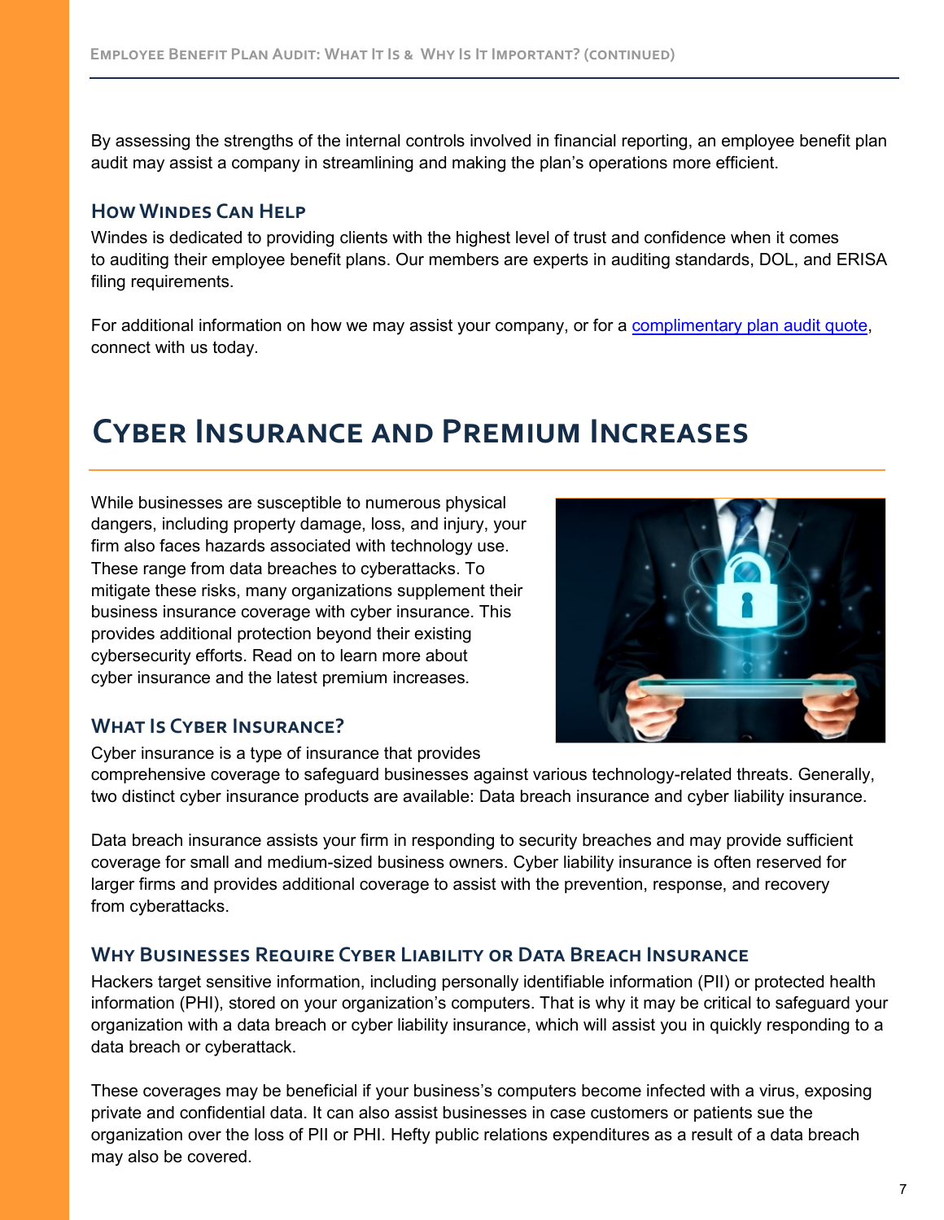By assessing the strengths of the internal controls involved in financial reporting, an employee benefit plan audit may assist a company in streamlining and making the plan's operations more efficient.

### How Windes Can Help

Windes is dedicated to providing clients with the highest level of trust and confidence when it comes to auditing their employee benefit plans. Our members are experts in auditing standards, DOL, and ERISA filing requirements.

For additional information on how we may assist your company, or for a complimentary plan audit quote, connect with us today.

# Cyber Insurance and Premium Increases

While businesses are susceptible to numerous physical dangers, including property damage, loss, and injury, your firm also faces hazards associated with technology use. These range from data breaches to cyberattacks. To mitigate these risks, many organizations supplement their business insurance coverage with cyber insurance. This provides additional protection beyond their existing cybersecurity efforts. Read on to learn more about cyber insurance and the latest premium increases.

### What Is Cyber Insurance?

Cyber insurance is a type of insurance that provides comprehensive coverage to safeguard businesses against various technology-related threats. Generally, two distinct cyber insurance products are available: Data breach insurance and cyber liability insurance.

Data breach insurance assists your firm in responding to security breaches and may provide sufficient coverage for small and medium-sized business owners. Cyber liability insurance is often reserved for larger firms and provides additional coverage to assist with the prevention, response, and recovery from cyberattacks.

### Why Businesses Require Cyber Liability or Data Breach Insurance

Hackers target sensitive information, including personally identifiable information (PII) or protected health information (PHI), stored on your organization's computers. That is why it may be critical to safeguard your organization with a data breach or cyber liability insurance, which will assist you in quickly responding to a data breach or cyberattack.

These coverages may be beneficial if your business's computers become infected with a virus, exposing private and confidential data. It can also assist businesses in case customers or patients sue the organization over the loss of PII or PHI. Hefty public relations expenditures as a result of a data breach may also be covered.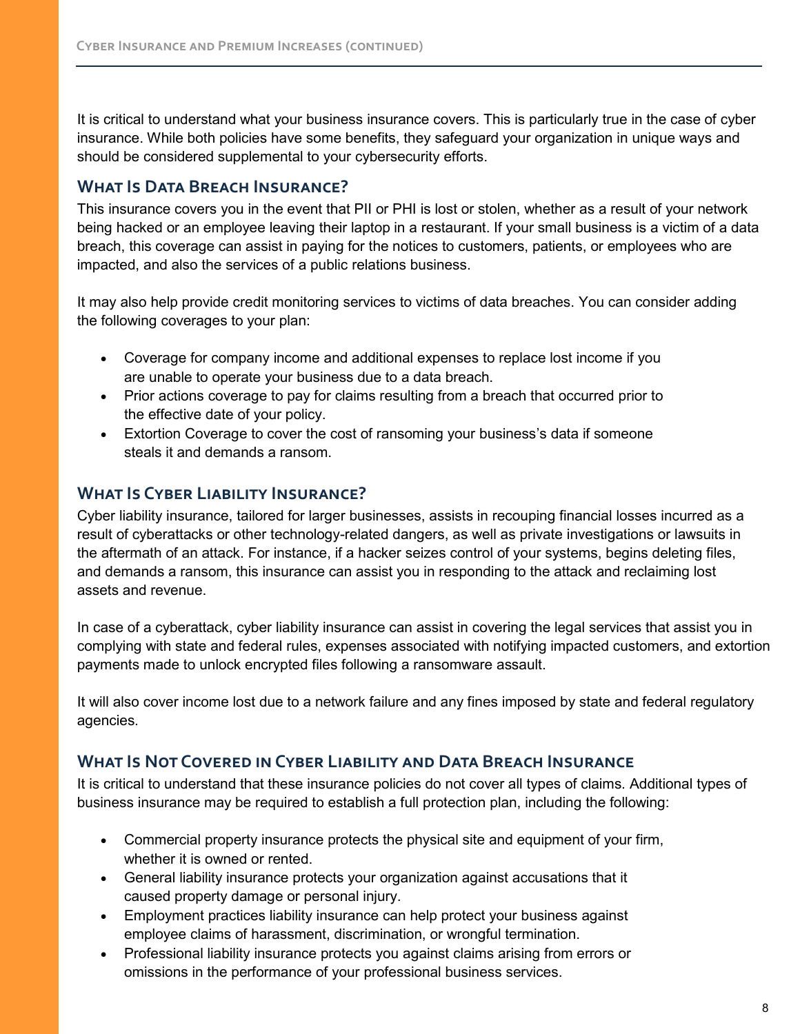It is critical to understand what your business insurance covers. This is particularly true in the case of cyber insurance. While both policies have some benefits, they safeguard your organization in unique ways and should be considered supplemental to your cybersecurity efforts.

## What Is Data Breach Insurance?

This insurance covers you in the event that PII or PHI is lost or stolen, whether as a result of your network being hacked or an employee leaving their laptop in a restaurant. If your small business is a victim of a data breach, this coverage can assist in paying for the notices to customers, patients, or employees who are impacted, and also the services of a public relations business.

It may also help provide credit monitoring services to victims of data breaches. You can consider adding the following coverages to your plan:

- Coverage for company income and additional expenses to replace lost income if you are unable to operate your business due to a data breach.
- Prior actions coverage to pay for claims resulting from a breach that occurred prior to the effective date of your policy.
- Extortion Coverage to cover the cost of ransoming your business's data if someone steals it and demands a ransom.

## What Is Cyber Liability Insurance?

Cyber liability insurance, tailored for larger businesses, assists in recouping financial losses incurred as a result of cyberattacks or other technology-related dangers, as well as private investigations or lawsuits in the aftermath of an attack. For instance, if a hacker seizes control of your systems, begins deleting files, and demands a ransom, this insurance can assist you in responding to the attack and reclaiming lost assets and revenue.

In case of a cyberattack, cyber liability insurance can assist in covering the legal services that assist you in complying with state and federal rules, expenses associated with notifying impacted customers, and extortion payments made to unlock encrypted files following a ransomware assault.

It will also cover income lost due to a network failure and any fines imposed by state and federal regulatory agencies.

## What Is Not Covered in Cyber Liability and Data Breach Insurance

It is critical to understand that these insurance policies do not cover all types of claims. Additional types of business insurance may be required to establish a full protection plan, including the following:

- Commercial property insurance protects the physical site and equipment of your firm, whether it is owned or rented.
- General liability insurance protects your organization against accusations that it caused property damage or personal injury.
- Employment practices liability insurance can help protect your business against employee claims of harassment, discrimination, or wrongful termination.
- Professional liability insurance protects you against claims arising from errors or omissions in the performance of your professional business services.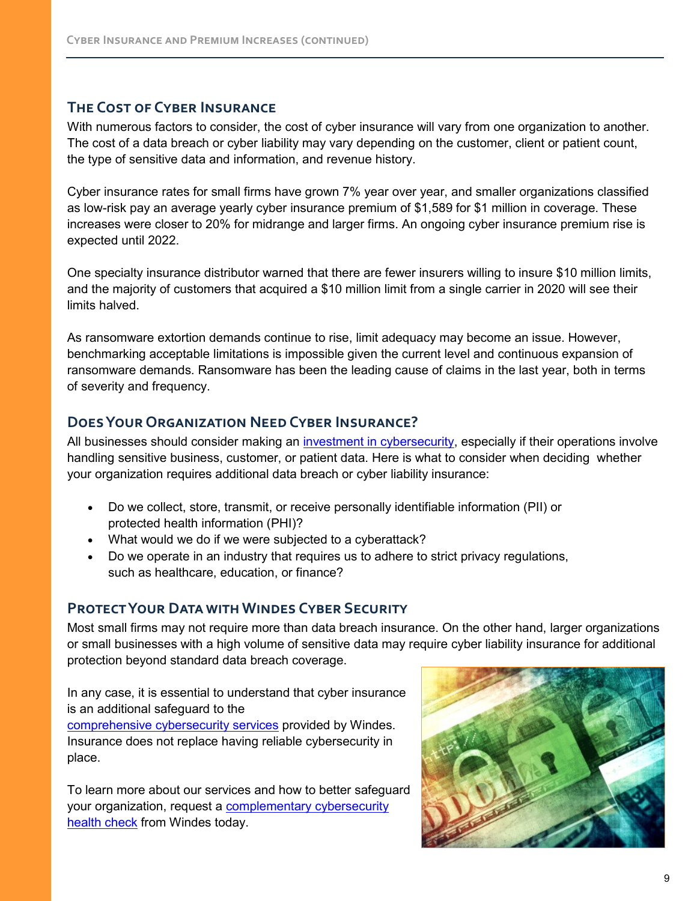## The Cost of Cyber Insurance

With numerous factors to consider, the cost of cyber insurance will vary from one organization to another. The cost of a data breach or cyber liability may vary depending on the customer, client or patient count, the type of sensitive data and information, and revenue history.

Cyber insurance rates for small firms have grown 7% year over year, and smaller organizations classified as low-risk pay an average yearly cyber insurance premium of $1,589 for $1 million in coverage. These increases were closer to 20% for midrange and larger firms. An ongoing cyber insurance premium rise is expected until 2022.

One specialty insurance distributor warned that there are fewer insurers willing to insure $10 million limits, and the majority of customers that acquired a $10 million limit from a single carrier in 2020 will see their limits halved.

As ransomware extortion demands continue to rise, limit adequacy may become an issue. However, benchmarking acceptable limitations is impossible given the current level and continuous expansion of ransomware demands. Ransomware has been the leading cause of claims in the last year, both in terms of severity and frequency.

## Does Your Organization Need Cyber Insurance?

All businesses should consider making an investment in cybersecurity, especially if their operations involve handling sensitive business, customer, or patient data. Here is what to consider when deciding whether your organization requires additional data breach or cyber liability insurance:

- Do we collect, store, transmit, or receive personally identifiable information (PII) or protected health information (PHI)?
- What would we do if we were subjected to a cyberattack?
- Do we operate in an industry that requires us to adhere to strict privacy regulations, such as healthcare, education, or finance?

## Protect Your Data with Windes Cyber Security

Most small firms may not require more than data breach insurance. On the other hand, larger organizations or small businesses with a high volume of sensitive data may require cyber liability insurance for additional protection beyond standard data breach coverage.

In any case, it is essential to understand that cyber insurance is an additional safeguard to the comprehensive cybersecurity services provided by Windes. Insurance does not replace having reliable cybersecurity in place.

To learn more about our services and how to better safeguard your organization, request a complementary cybersecurity health check from Windes today.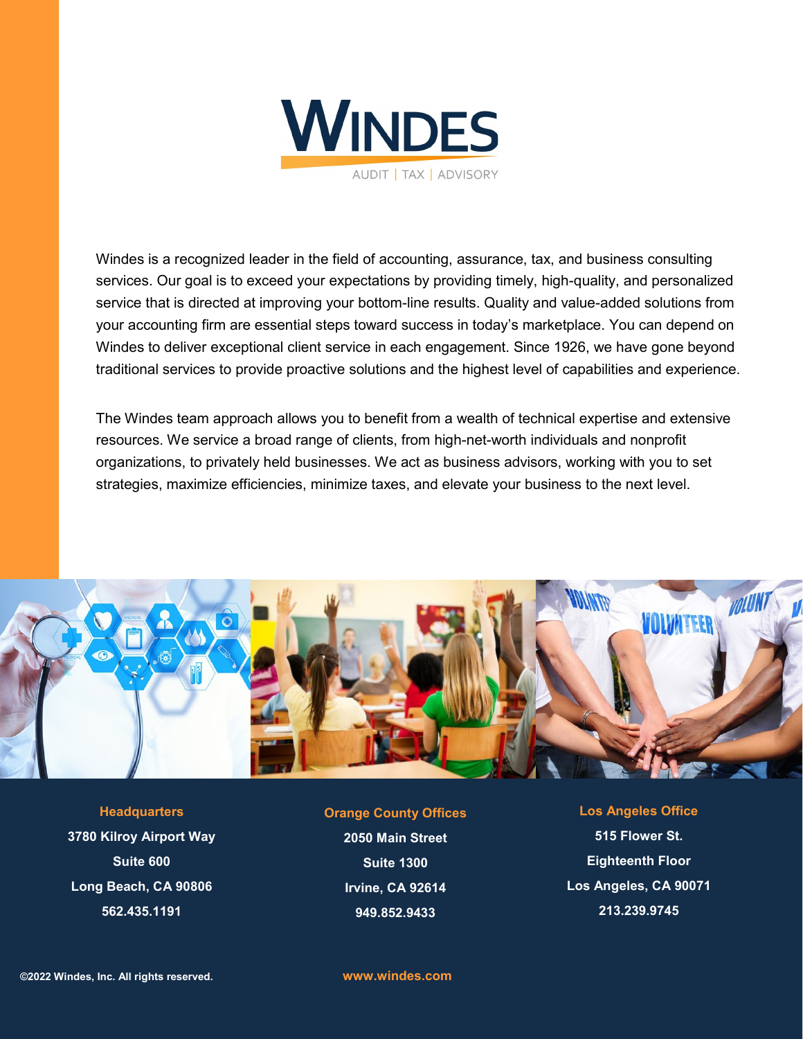# WINDES

AUDIT | TAX | ADVISORY

Windes is a recognized leader in the field of accounting, assurance, tax, and business consulting services. Our goal is to exceed your expectations by providing timely, high-quality, and personalized service that is directed at improving your bottom-line results. Quality and value-added solutions from your accounting firm are essential steps toward success in today's marketplace. You can depend on Windes to deliver exceptional client service in each engagement. Since 1926, we have gone beyond traditional services to provide proactive solutions and the highest level of capabilities and experience.

The Windes team approach allows you to benefit from a wealth of technical expertise and extensive resources. We service a broad range of clients, from high-net-worth individuals and nonprofit organizations, to privately held businesses. We act as business advisors, working with you to set strategies, maximize efficiencies, minimize taxes, and elevate your business to the next level.

**Headquarters**
**3780 Kilroy Airport Way**
**Suite 600**
**Long Beach, CA 90806**
**562.435.1191**

**Orange County Offices**
**2050 Main Street**
**Suite 1300**
**Irvine, CA 92614**
**949.852.9433**

**Los Angeles Office**
**515 Flower St.**
**Eighteenth Floor**
**Los Angeles, CA 90071**
**213.239.9745**

**©2022 Windes, Inc. All rights reserved.**

**www.windes.com**